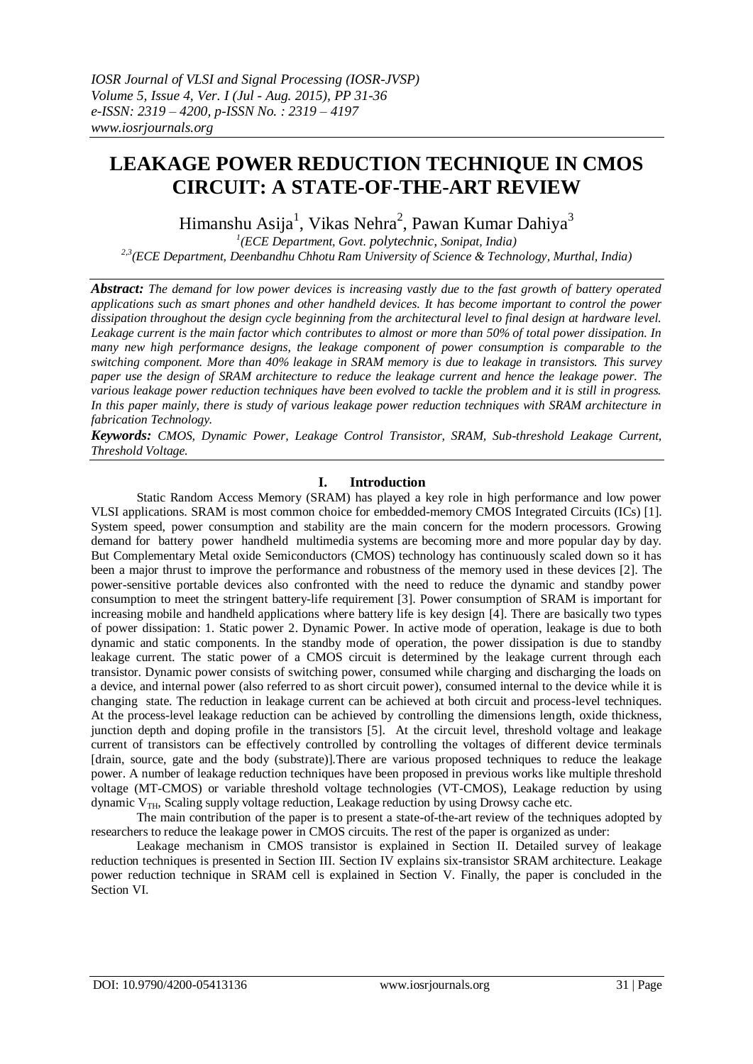# LEAKAGE POWER REDUCTION TECHNIQUE IN CMOS CIRCUIT: A STATE-OF-THE-ART REVIEW

Himanshu Asija[1], Vikas Nehra[2], Pawan Kumar Dahiya[3]

[1](ECE Department, Govt. polytechnic, Sonipat, India)

[2,3](ECE Department, Deenbandhu Chhotu Ram University of Science & Technology, Murthal, India)

***Abstract:*** *The demand for low power devices is increasing vastly due to the fast growth of battery operated applications such as smart phones and other handheld devices. It has become important to control the power dissipation throughout the design cycle beginning from the architectural level to final design at hardware level. Leakage current is the main factor which contributes to almost or more than 50% of total power dissipation. In many new high performance designs, the leakage component of power consumption is comparable to the switching component. More than 40% leakage in SRAM memory is due to leakage in transistors. This survey paper use the design of SRAM architecture to reduce the leakage current and hence the leakage power. The various leakage power reduction techniques have been evolved to tackle the problem and it is still in progress. In this paper mainly, there is study of various leakage power reduction techniques with SRAM architecture in fabrication Technology.*

***Keywords:*** *CMOS, Dynamic Power, Leakage Control Transistor, SRAM, Sub-threshold Leakage Current, Threshold Voltage.*

## I. Introduction

Static Random Access Memory (SRAM) has played a key role in high performance and low power VLSI applications. SRAM is most common choice for embedded-memory CMOS Integrated Circuits (ICs) [1]. System speed, power consumption and stability are the main concern for the modern processors. Growing demand for battery power handheld multimedia systems are becoming more and more popular day by day. But Complementary Metal oxide Semiconductors (CMOS) technology has continuously scaled down so it has been a major thrust to improve the performance and robustness of the memory used in these devices [2]. The power-sensitive portable devices also confronted with the need to reduce the dynamic and standby power consumption to meet the stringent battery-life requirement [3]. Power consumption of SRAM is important for increasing mobile and handheld applications where battery life is key design [4]. There are basically two types of power dissipation: 1. Static power 2. Dynamic Power. In active mode of operation, leakage is due to both dynamic and static components. In the standby mode of operation, the power dissipation is due to standby leakage current. The static power of a CMOS circuit is determined by the leakage current through each transistor. Dynamic power consists of switching power, consumed while charging and discharging the loads on a device, and internal power (also referred to as short circuit power), consumed internal to the device while it is changing state. The reduction in leakage current can be achieved at both circuit and process-level techniques. At the process-level leakage reduction can be achieved by controlling the dimensions length, oxide thickness, junction depth and doping profile in the transistors [5]. At the circuit level, threshold voltage and leakage current of transistors can be effectively controlled by controlling the voltages of different device terminals [drain, source, gate and the body (substrate)].There are various proposed techniques to reduce the leakage power. A number of leakage reduction techniques have been proposed in previous works like multiple threshold voltage (MT-CMOS) or variable threshold voltage technologies (VT-CMOS), Leakage reduction by using dynamic $V_{TH}$, Scaling supply voltage reduction, Leakage reduction by using Drowsy cache etc.

The main contribution of the paper is to present a state-of-the-art review of the techniques adopted by researchers to reduce the leakage power in CMOS circuits. The rest of the paper is organized as under:

Leakage mechanism in CMOS transistor is explained in Section II. Detailed survey of leakage reduction techniques is presented in Section III. Section IV explains six-transistor SRAM architecture. Leakage power reduction technique in SRAM cell is explained in Section V. Finally, the paper is concluded in the Section VI.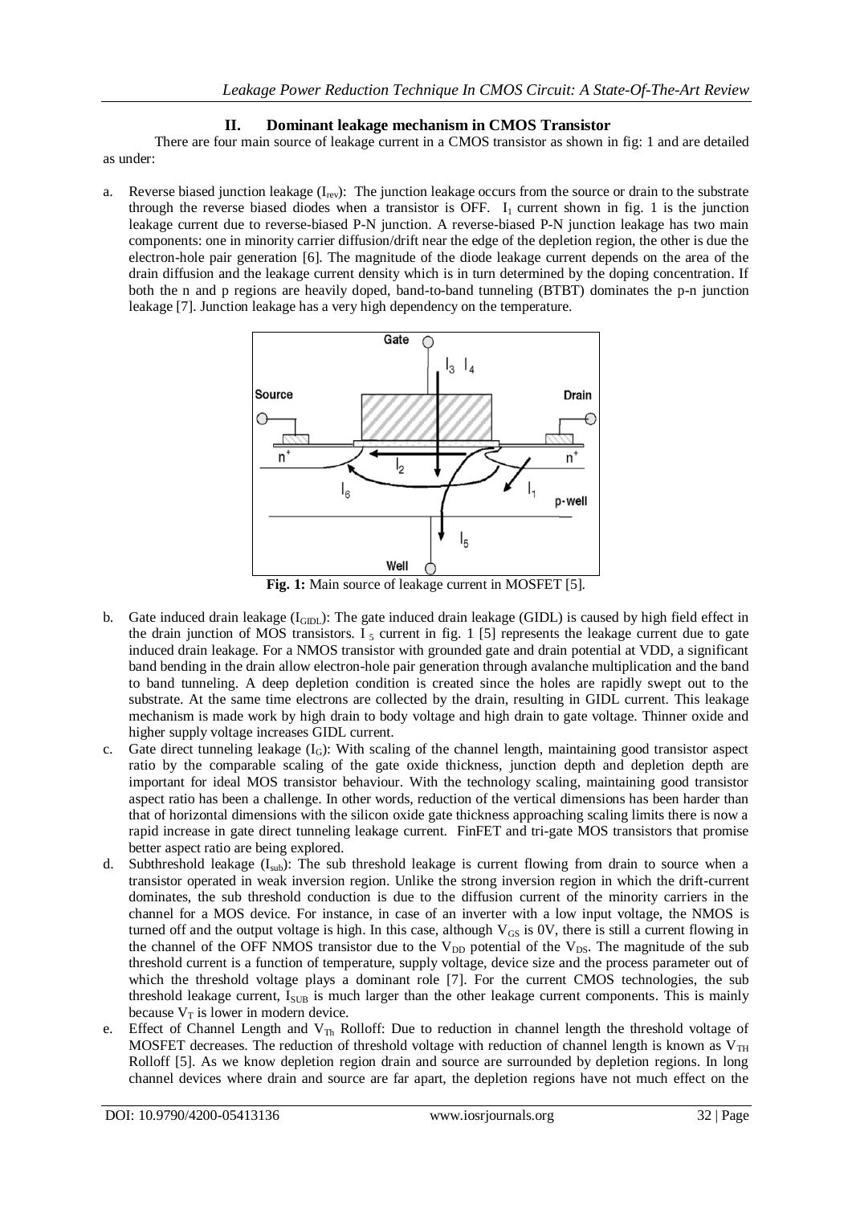## II. Dominant leakage mechanism in CMOS Transistor

There are four main source of leakage current in a CMOS transistor as shown in fig: 1 and are detailed as under:

a. Reverse biased junction leakage ($I_{rev}$): The junction leakage occurs from the source or drain to the substrate through the reverse biased diodes when a transistor is OFF. $I_1$ current shown in fig. 1 is the junction leakage current due to reverse-biased P-N junction. A reverse-biased P-N junction leakage has two main components: one in minority carrier diffusion/drift near the edge of the depletion region, the other is due the electron-hole pair generation [6]. The magnitude of the diode leakage current depends on the area of the drain diffusion and the leakage current density which is in turn determined by the doping concentration. If both the n and p regions are heavily doped, band-to-band tunneling (BTBT) dominates the p-n junction leakage [7]. Junction leakage has a very high dependency on the temperature.

**Fig. 1:** Main source of leakage current in MOSFET [5].

b. Gate induced drain leakage ($I_{GIDL}$): The gate induced drain leakage (GIDL) is caused by high field effect in the drain junction of MOS transistors. $I_5$ current in fig. 1 [5] represents the leakage current due to gate induced drain leakage. For a NMOS transistor with grounded gate and drain potential at VDD, a significant band bending in the drain allow electron-hole pair generation through avalanche multiplication and the band to band tunneling. A deep depletion condition is created since the holes are rapidly swept out to the substrate. At the same time electrons are collected by the drain, resulting in GIDL current. This leakage mechanism is made work by high drain to body voltage and high drain to gate voltage. Thinner oxide and higher supply voltage increases GIDL current.

c. Gate direct tunneling leakage ($I_G$): With scaling of the channel length, maintaining good transistor aspect ratio by the comparable scaling of the gate oxide thickness, junction depth and depletion depth are important for ideal MOS transistor behaviour. With the technology scaling, maintaining good transistor aspect ratio has been a challenge. In other words, reduction of the vertical dimensions has been harder than that of horizontal dimensions with the silicon oxide gate thickness approaching scaling limits there is now a rapid increase in gate direct tunneling leakage current. FinFET and tri-gate MOS transistors that promise better aspect ratio are being explored.

d. Subthreshold leakage ($I_{sub}$): The sub threshold leakage is current flowing from drain to source when a transistor operated in weak inversion region. Unlike the strong inversion region in which the drift-current dominates, the sub threshold conduction is due to the diffusion current of the minority carriers in the channel for a MOS device. For instance, in case of an inverter with a low input voltage, the NMOS is turned off and the output voltage is high. In this case, although $V_{GS}$ is 0V, there is still a current flowing in the channel of the OFF NMOS transistor due to the $V_{DD}$ potential of the $V_{DS}$. The magnitude of the sub threshold current is a function of temperature, supply voltage, device size and the process parameter out of which the threshold voltage plays a dominant role [7]. For the current CMOS technologies, the sub threshold leakage current, $I_{SUB}$ is much larger than the other leakage current components. This is mainly because $V_T$ is lower in modern device.

e. Effect of Channel Length and $V_{Th}$ Rolloff: Due to reduction in channel length the threshold voltage of MOSFET decreases. The reduction of threshold voltage with reduction of channel length is known as $V_{TH}$ Rolloff [5]. As we know depletion region drain and source are surrounded by depletion regions. In long channel devices where drain and source are far apart, the depletion regions have not much effect on the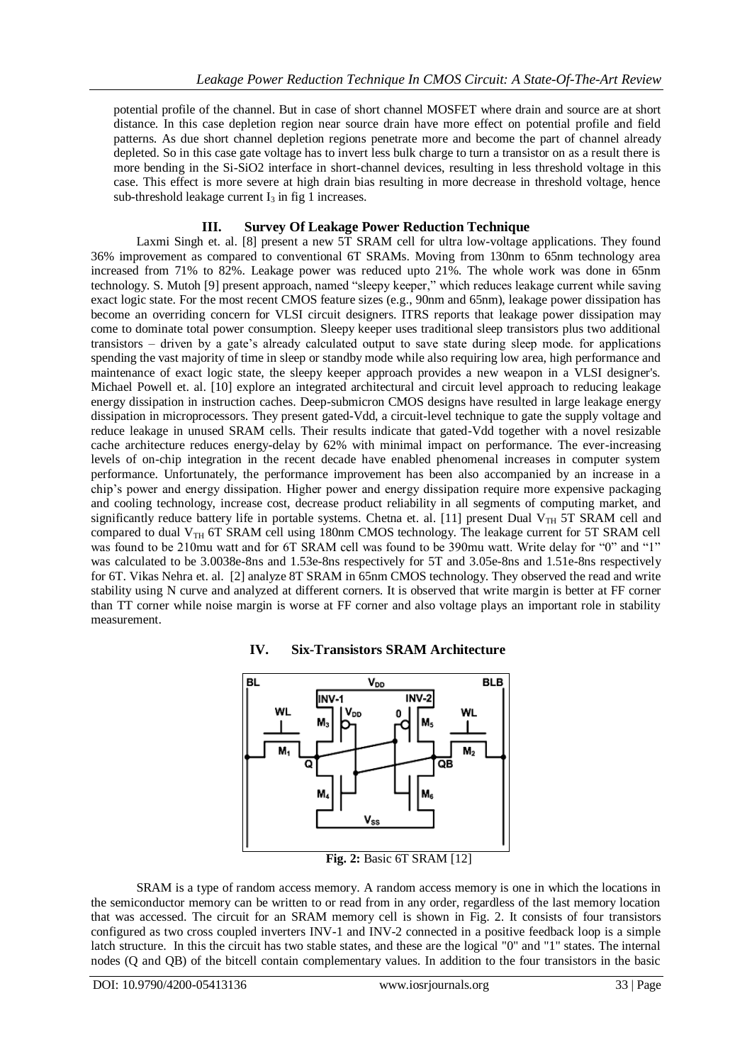potential profile of the channel. But in case of short channel MOSFET where drain and source are at short distance. In this case depletion region near source drain have more effect on potential profile and field patterns. As due short channel depletion regions penetrate more and become the part of channel already depleted. So in this case gate voltage has to invert less bulk charge to turn a transistor on as a result there is more bending in the Si-SiO2 interface in short-channel devices, resulting in less threshold voltage in this case. This effect is more severe at high drain bias resulting in more decrease in threshold voltage, hence sub-threshold leakage current $I_3$ in fig 1 increases.

## III. Survey Of Leakage Power Reduction Technique

Laxmi Singh et. al. [8] present a new 5T SRAM cell for ultra low-voltage applications. They found 36% improvement as compared to conventional 6T SRAMs. Moving from 130nm to 65nm technology area increased from 71% to 82%. Leakage power was reduced upto 21%. The whole work was done in 65nm technology. S. Mutoh [9] present approach, named "sleepy keeper," which reduces leakage current while saving exact logic state. For the most recent CMOS feature sizes (e.g., 90nm and 65nm), leakage power dissipation has become an overriding concern for VLSI circuit designers. ITRS reports that leakage power dissipation may come to dominate total power consumption. Sleepy keeper uses traditional sleep transistors plus two additional transistors – driven by a gate's already calculated output to save state during sleep mode. for applications spending the vast majority of time in sleep or standby mode while also requiring low area, high performance and maintenance of exact logic state, the sleepy keeper approach provides a new weapon in a VLSI designer's. Michael Powell et. al. [10] explore an integrated architectural and circuit level approach to reducing leakage energy dissipation in instruction caches. Deep-submicron CMOS designs have resulted in large leakage energy dissipation in microprocessors. They present gated-Vdd, a circuit-level technique to gate the supply voltage and reduce leakage in unused SRAM cells. Their results indicate that gated-Vdd together with a novel resizable cache architecture reduces energy-delay by 62% with minimal impact on performance. The ever-increasing levels of on-chip integration in the recent decade have enabled phenomenal increases in computer system performance. Unfortunately, the performance improvement has been also accompanied by an increase in a chip's power and energy dissipation. Higher power and energy dissipation require more expensive packaging and cooling technology, increase cost, decrease product reliability in all segments of computing market, and significantly reduce battery life in portable systems. Chetna et. al. [11] present Dual $V_{TH}$ 5T SRAM cell and compared to dual $V_{TH}$ 6T SRAM cell using 180nm CMOS technology. The leakage current for 5T SRAM cell was found to be 210mu watt and for 6T SRAM cell was found to be 390mu watt. Write delay for "0" and "1" was calculated to be 3.0038e-8ns and 1.53e-8ns respectively for 5T and 3.05e-8ns and 1.51e-8ns respectively for 6T. Vikas Nehra et. al. [2] analyze 8T SRAM in 65nm CMOS technology. They observed the read and write stability using N curve and analyzed at different corners. It is observed that write margin is better at FF corner than TT corner while noise margin is worse at FF corner and also voltage plays an important role in stability measurement.

## IV. Six-Transistors SRAM Architecture

**Fig. 2:** Basic 6T SRAM [12]

SRAM is a type of random access memory. A random access memory is one in which the locations in the semiconductor memory can be written to or read from in any order, regardless of the last memory location that was accessed. The circuit for an SRAM memory cell is shown in Fig. 2. It consists of four transistors configured as two cross coupled inverters INV-1 and INV-2 connected in a positive feedback loop is a simple latch structure. In this the circuit has two stable states, and these are the logical "0" and "1" states. The internal nodes (Q and QB) of the bitcell contain complementary values. In addition to the four transistors in the basic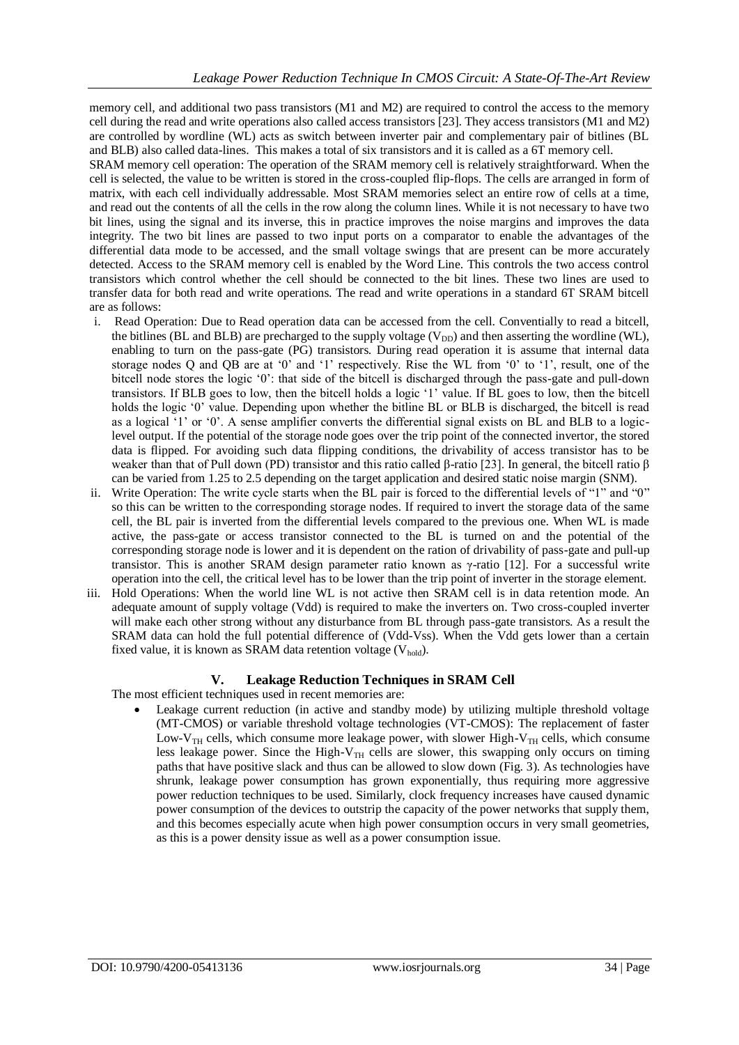memory cell, and additional two pass transistors (M1 and M2) are required to control the access to the memory cell during the read and write operations also called access transistors [23]. They access transistors (M1 and M2) are controlled by wordline (WL) acts as switch between inverter pair and complementary pair of bitlines (BL and BLB) also called data-lines. This makes a total of six transistors and it is called as a 6T memory cell.

SRAM memory cell operation: The operation of the SRAM memory cell is relatively straightforward. When the cell is selected, the value to be written is stored in the cross-coupled flip-flops. The cells are arranged in form of matrix, with each cell individually addressable. Most SRAM memories select an entire row of cells at a time, and read out the contents of all the cells in the row along the column lines. While it is not necessary to have two bit lines, using the signal and its inverse, this in practice improves the noise margins and improves the data integrity. The two bit lines are passed to two input ports on a comparator to enable the advantages of the differential data mode to be accessed, and the small voltage swings that are present can be more accurately detected. Access to the SRAM memory cell is enabled by the Word Line. This controls the two access control transistors which control whether the cell should be connected to the bit lines. These two lines are used to transfer data for both read and write operations. The read and write operations in a standard 6T SRAM bitcell are as follows:

i. Read Operation: Due to Read operation data can be accessed from the cell. Conventially to read a bitcell, the bitlines (BL and BLB) are precharged to the supply voltage ($V_{DD}$) and then asserting the wordline (WL), enabling to turn on the pass-gate (PG) transistors. During read operation it is assume that internal data storage nodes Q and QB are at '0' and '1' respectively. Rise the WL from '0' to '1', result, one of the bitcell node stores the logic '0': that side of the bitcell is discharged through the pass-gate and pull-down transistors. If BLB goes to low, then the bitcell holds a logic '1' value. If BL goes to low, then the bitcell holds the logic '0' value. Depending upon whether the bitline BL or BLB is discharged, the bitcell is read as a logical '1' or '0'. A sense amplifier converts the differential signal exists on BL and BLB to a logic-level output. If the potential of the storage node goes over the trip point of the connected invertor, the stored data is flipped. For avoiding such data flipping conditions, the drivability of access transistor has to be weaker than that of Pull down (PD) transistor and this ratio called β-ratio [23]. In general, the bitcell ratio β can be varied from 1.25 to 2.5 depending on the target application and desired static noise margin (SNM).
ii. Write Operation: The write cycle starts when the BL pair is forced to the differential levels of "1" and "0" so this can be written to the corresponding storage nodes. If required to invert the storage data of the same cell, the BL pair is inverted from the differential levels compared to the previous one. When WL is made active, the pass-gate or access transistor connected to the BL is turned on and the potential of the corresponding storage node is lower and it is dependent on the ration of drivability of pass-gate and pull-up transistor. This is another SRAM design parameter ratio known as γ-ratio [12]. For a successful write operation into the cell, the critical level has to be lower than the trip point of inverter in the storage element.
iii. Hold Operations: When the world line WL is not active then SRAM cell is in data retention mode. An adequate amount of supply voltage (Vdd) is required to make the inverters on. Two cross-coupled inverter will make each other strong without any disturbance from BL through pass-gate transistors. As a result the SRAM data can hold the full potential difference of (Vdd-Vss). When the Vdd gets lower than a certain fixed value, it is known as SRAM data retention voltage ($V_{hold}$).

## V. Leakage Reduction Techniques in SRAM Cell

The most efficient techniques used in recent memories are:

- Leakage current reduction (in active and standby mode) by utilizing multiple threshold voltage (MT-CMOS) or variable threshold voltage technologies (VT-CMOS): The replacement of faster Low-$V_{TH}$ cells, which consume more leakage power, with slower High-$V_{TH}$ cells, which consume less leakage power. Since the High-$V_{TH}$ cells are slower, this swapping only occurs on timing paths that have positive slack and thus can be allowed to slow down (Fig. 3). As technologies have shrunk, leakage power consumption has grown exponentially, thus requiring more aggressive power reduction techniques to be used. Similarly, clock frequency increases have caused dynamic power consumption of the devices to outstrip the capacity of the power networks that supply them, and this becomes especially acute when high power consumption occurs in very small geometries, as this is a power density issue as well as a power consumption issue.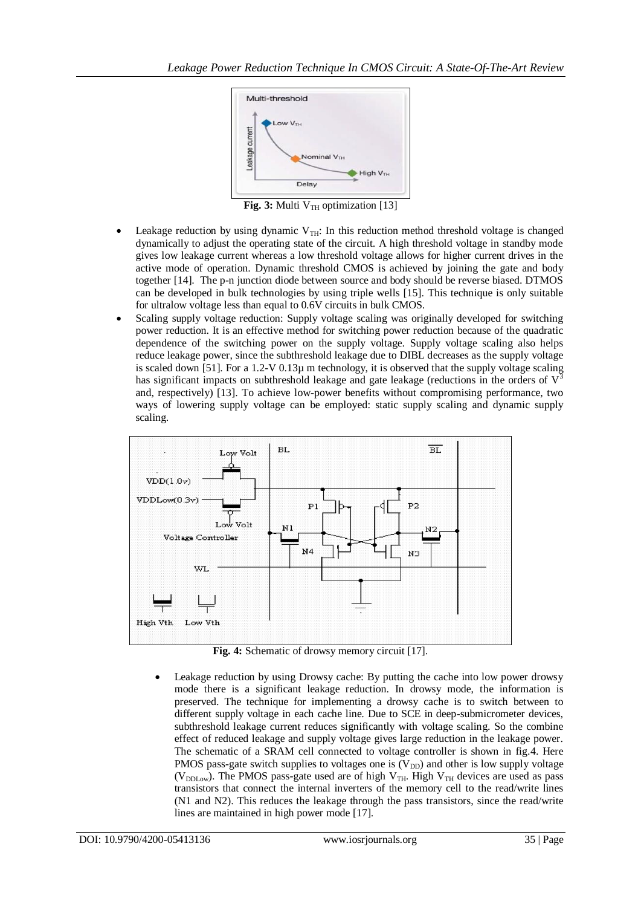**Fig. 3:** Multi $V_{TH}$ optimization [13]

- Leakage reduction by using dynamic $V_{TH}$: In this reduction method threshold voltage is changed dynamically to adjust the operating state of the circuit. A high threshold voltage in standby mode gives low leakage current whereas a low threshold voltage allows for higher current drives in the active mode of operation. Dynamic threshold CMOS is achieved by joining the gate and body together [14]. The p-n junction diode between source and body should be reverse biased. DTMOS can be developed in bulk technologies by using triple wells [15]. This technique is only suitable for ultralow voltage less than equal to 0.6V circuits in bulk CMOS.
- Scaling supply voltage reduction: Supply voltage scaling was originally developed for switching power reduction. It is an effective method for switching power reduction because of the quadratic dependence of the switching power on the supply voltage. Supply voltage scaling also helps reduce leakage power, since the subthreshold leakage due to DIBL decreases as the supply voltage is scaled down [51]. For a 1.2-V 0.13μ m technology, it is observed that the supply voltage scaling has significant impacts on subthreshold leakage and gate leakage (reductions in the orders of $V^3$ and, respectively) [13]. To achieve low-power benefits without compromising performance, two ways of lowering supply voltage can be employed: static supply scaling and dynamic supply scaling.

**Fig. 4:** Schematic of drowsy memory circuit [17].

- Leakage reduction by using Drowsy cache: By putting the cache into low power drowsy mode there is a significant leakage reduction. In drowsy mode, the information is preserved. The technique for implementing a drowsy cache is to switch between to different supply voltage in each cache line. Due to SCE in deep-submicrometer devices, subthreshold leakage current reduces significantly with voltage scaling. So the combine effect of reduced leakage and supply voltage gives large reduction in the leakage power. The schematic of a SRAM cell connected to voltage controller is shown in fig.4. Here PMOS pass-gate switch supplies to voltages one is ($V_{DD}$) and other is low supply voltage ($V_{DDLow}$). The PMOS pass-gate used are of high $V_{TH}$. High $V_{TH}$ devices are used as pass transistors that connect the internal inverters of the memory cell to the read/write lines (N1 and N2). This reduces the leakage through the pass transistors, since the read/write lines are maintained in high power mode [17].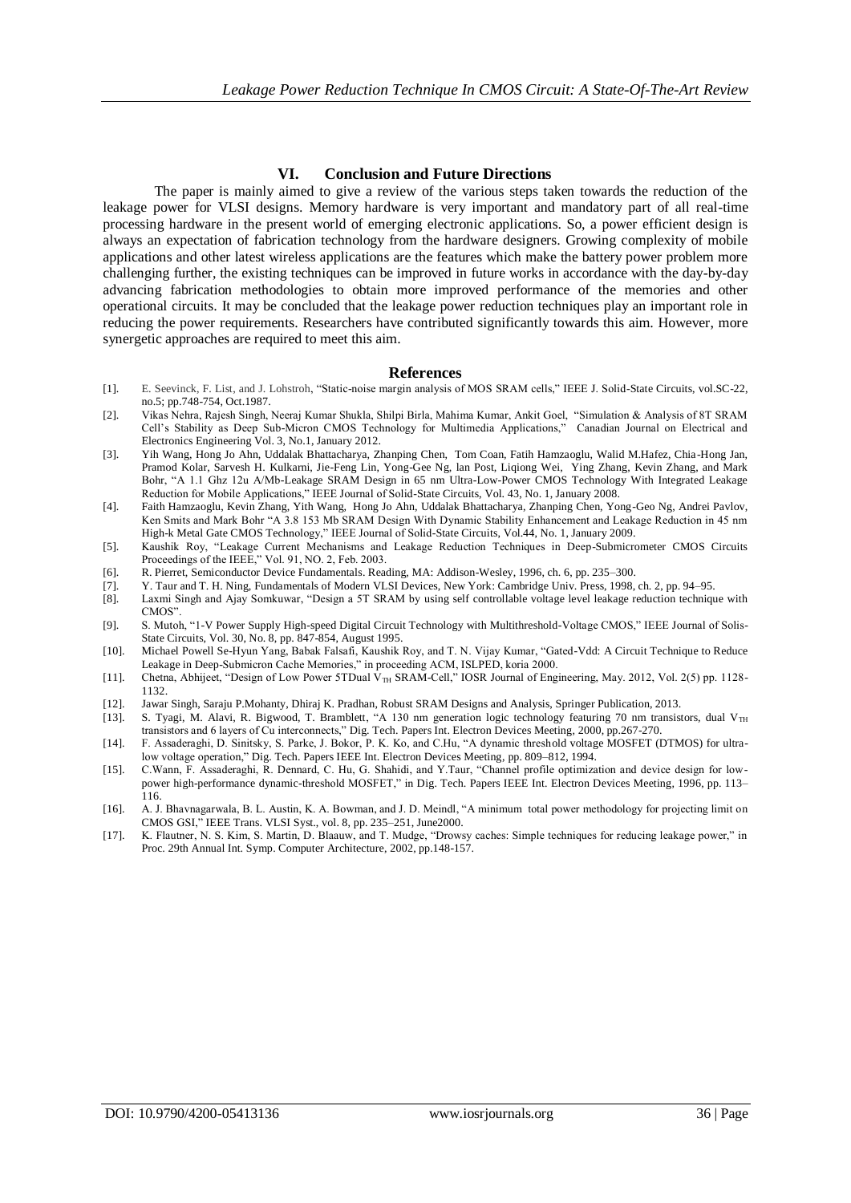## VI. Conclusion and Future Directions

The paper is mainly aimed to give a review of the various steps taken towards the reduction of the leakage power for VLSI designs. Memory hardware is very important and mandatory part of all real-time processing hardware in the present world of emerging electronic applications. So, a power efficient design is always an expectation of fabrication technology from the hardware designers. Growing complexity of mobile applications and other latest wireless applications are the features which make the battery power problem more challenging further, the existing techniques can be improved in future works in accordance with the day-by-day advancing fabrication methodologies to obtain more improved performance of the memories and other operational circuits. It may be concluded that the leakage power reduction techniques play an important role in reducing the power requirements. Researchers have contributed significantly towards this aim. However, more synergetic approaches are required to meet this aim.

## References

[1]. E. Seevinck, F. List, and J. Lohstroh, "Static-noise margin analysis of MOS SRAM cells," IEEE J. Solid-State Circuits, vol.SC-22, no.5; pp.748-754, Oct.1987.

[2]. Vikas Nehra, Rajesh Singh, Neeraj Kumar Shukla, Shilpi Birla, Mahima Kumar, Ankit Goel, "Simulation & Analysis of 8T SRAM Cell's Stability as Deep Sub-Micron CMOS Technology for Multimedia Applications," Canadian Journal on Electrical and Electronics Engineering Vol. 3, No.1, January 2012.

[3]. Yih Wang, Hong Jo Ahn, Uddalak Bhattacharya, Zhanping Chen, Tom Coan, Fatih Hamzaoglu, Walid M.Hafez, Chia-Hong Jan, Pramod Kolar, Sarvesh H. Kulkarni, Jie-Feng Lin, Yong-Gee Ng, Ian Post, Liqiong Wei, Ying Zhang, Kevin Zhang, and Mark Bohr, "A 1.1 Ghz 12u A/Mb-Leakage SRAM Design in 65 nm Ultra-Low-Power CMOS Technology With Integrated Leakage Reduction for Mobile Applications," IEEE Journal of Solid-State Circuits, Vol. 43, No. 1, January 2008.

[4]. Faith Hamzaoglu, Kevin Zhang, Yith Wang, Hong Jo Ahn, Uddalak Bhattacharya, Zhanping Chen, Yong-Geo Ng, Andrei Pavlov, Ken Smits and Mark Bohr "A 3.8 153 Mb SRAM Design With Dynamic Stability Enhancement and Leakage Reduction in 45 nm High-k Metal Gate CMOS Technology," IEEE Journal of Solid-State Circuits, Vol.44, No. 1, January 2009.

[5]. Kaushik Roy, "Leakage Current Mechanisms and Leakage Reduction Techniques in Deep-Submicrometer CMOS Circuits Proceedings of the IEEE," Vol. 91, NO. 2, Feb. 2003.

[6]. R. Pierret, Semiconductor Device Fundamentals. Reading, MA: Addison-Wesley, 1996, ch. 6, pp. 235–300.

[7]. Y. Taur and T. H. Ning, Fundamentals of Modern VLSI Devices, New York: Cambridge Univ. Press, 1998, ch. 2, pp. 94–95.

[8]. Laxmi Singh and Ajay Somkuwar, "Design a 5T SRAM by using self controllable voltage level leakage reduction technique with CMOS".

[9]. S. Mutoh, "1-V Power Supply High-speed Digital Circuit Technology with Multithreshold-Voltage CMOS," IEEE Journal of Solis-State Circuits, Vol. 30, No. 8, pp. 847-854, August 1995.

[10]. Michael Powell Se-Hyun Yang, Babak Falsafi, Kaushik Roy, and T. N. Vijay Kumar, "Gated-Vdd: A Circuit Technique to Reduce Leakage in Deep-Submicron Cache Memories," in proceeding ACM, ISLPED, koria 2000.

[11]. Chetna, Abhijeet, "Design of Low Power 5TDual $V_{TH}$ SRAM-Cell," IOSR Journal of Engineering, May. 2012, Vol. 2(5) pp. 1128-1132.

[12]. Jawar Singh, Saraju P.Mohanty, Dhiraj K. Pradhan, Robust SRAM Designs and Analysis, Springer Publication, 2013.

[13]. S. Tyagi, M. Alavi, R. Bigwood, T. Bramblett, "A 130 nm generation logic technology featuring 70 nm transistors, dual $V_{TH}$ transistors and 6 layers of Cu interconnects," Dig. Tech. Papers Int. Electron Devices Meeting, 2000, pp.267-270.

[14]. F. Assaderaghi, D. Sinitsky, S. Parke, J. Bokor, P. K. Ko, and C.Hu, "A dynamic threshold voltage MOSFET (DTMOS) for ultra-low voltage operation," Dig. Tech. Papers IEEE Int. Electron Devices Meeting, pp. 809–812, 1994.

[15]. C.Wann, F. Assaderaghi, R. Dennard, C. Hu, G. Shahidi, and Y.Taur, "Channel profile optimization and device design for low-power high-performance dynamic-threshold MOSFET," in Dig. Tech. Papers IEEE Int. Electron Devices Meeting, 1996, pp. 113–116.

[16]. A. J. Bhavnagarwala, B. L. Austin, K. A. Bowman, and J. D. Meindl, "A minimum total power methodology for projecting limit on CMOS GSI," IEEE Trans. VLSI Syst., vol. 8, pp. 235–251, June2000.

[17]. K. Flautner, N. S. Kim, S. Martin, D. Blaauw, and T. Mudge, "Drowsy caches: Simple techniques for reducing leakage power," in Proc. 29th Annual Int. Symp. Computer Architecture, 2002, pp.148-157.